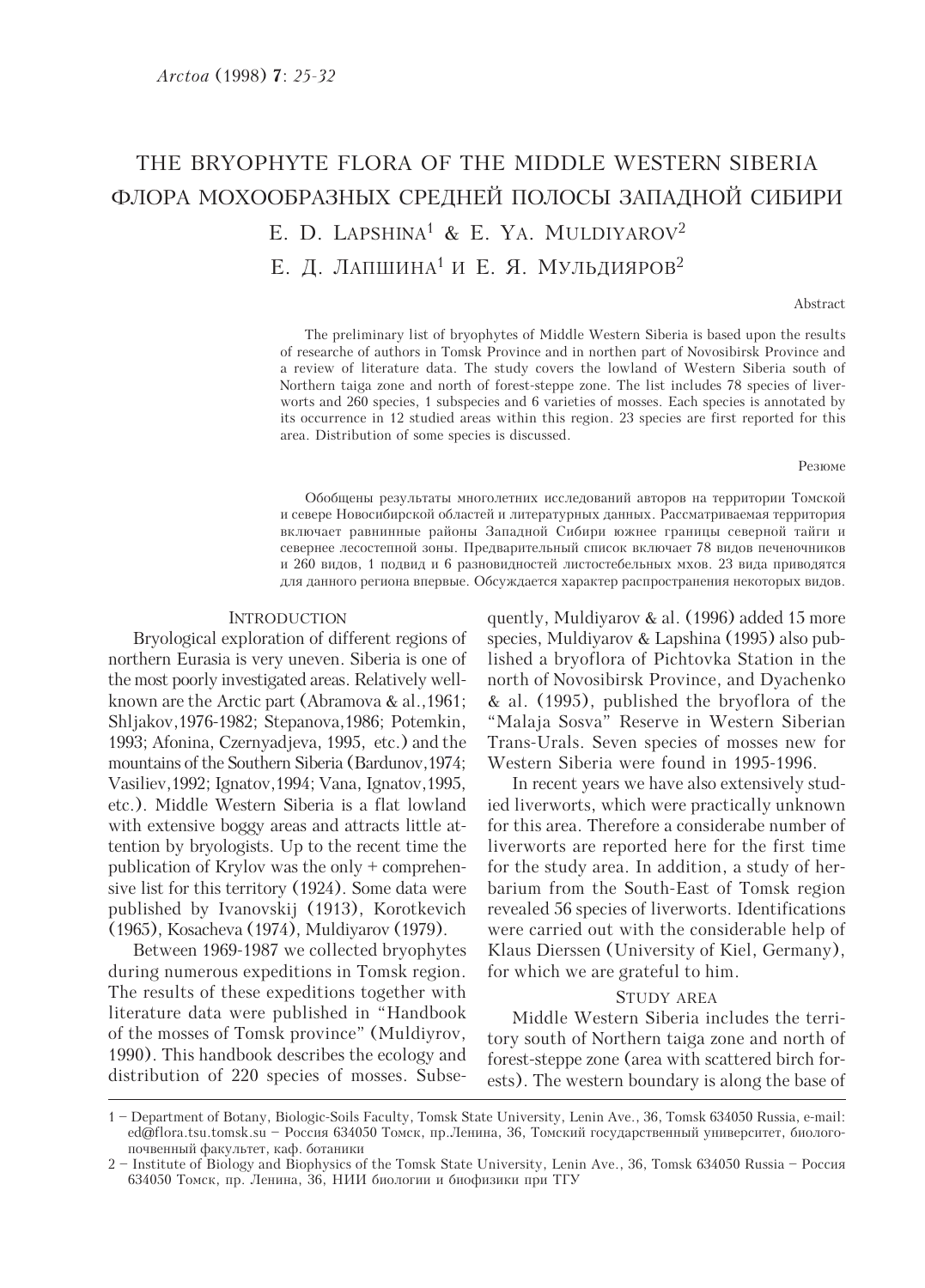# THE BRYOPHYTE FLORA OF THE MIDDLE WESTERN SIBERIA

# ФЛОРА МОХООБРАЗНЫХ СРЕДНЕЙ ПОЛОСЫ ЗАПАДНОЙ СИБИРИ

E. D. Lapshina[1] & E. Ya. Muldiyarov[2]

Е. Д. Лапшина[1] и Е. Я. Мульдияров[2]

Abstract

The preliminary list of bryophytes of Middle Western Siberia is based upon the results of researche of authors in Tomsk Province and in northen part of Novosibirsk Province and a review of literature data. The study covers the lowland of Western Siberia south of Northern taiga zone and north of forest-steppe zone. The list includes 78 species of liverworts and 260 species, 1 subspecies and 6 varieties of mosses. Each species is annotated by its occurrence in 12 studied areas within this region. 23 species are first reported for this area. Distribution of some species is discussed.

Резюме

Обобщены результаты многолетних исследований авторов на территории Томской и севере Новосибирской областей и литературных данных. Рассматриваемая территория включает равнинные районы Западной Сибири южнее границы северной тайги и севернее лесостепной зоны. Предварительный список включает 78 видов печеночников и 260 видов, 1 подвид и 6 разновидностей листостебельных мхов. 23 вида приводятся для данного региона впервые. Обсуждается характер распространения некоторых видов.

## Introduction

Bryological exploration of different regions of northern Eurasia is very uneven. Siberia is one of the most poorly investigated areas. Relatively well-known are the Arctic part (Abramova & al.,1961; Shljakov,1976-1982; Stepanova,1986; Potemkin, 1993; Afonina, Czernyadjeva, 1995, etc.) and the mountains of the Southern Siberia (Bardunov,1974; Vasiliev,1992; Ignatov,1994; Vana, Ignatov,1995, etc.). Middle Western Siberia is a flat lowland with extensive boggy areas and attracts little attention by bryologists. Up to the recent time the publication of Krylov was the only + comprehensive list for this territory (1924). Some data were published by Ivanovskij (1913), Korotkevich (1965), Kosacheva (1974), Muldiyarov (1979).

Between 1969-1987 we collected bryophytes during numerous expeditions in Tomsk region. The results of these expeditions together with literature data were published in "Handbook of the mosses of Tomsk province" (Muldiyrov, 1990). This handbook describes the ecology and distribution of 220 species of mosses. Subsequently, Muldiyarov & al. (1996) added 15 more species, Muldiyarov & Lapshina (1995) also published a bryoflora of Pichtovka Station in the north of Novosibirsk Province, and Dyachenko & al. (1995), published the bryoflora of the "Malaja Sosva" Reserve in Western Siberian Trans-Urals. Seven species of mosses new for Western Siberia were found in 1995-1996.

In recent years we have also extensively studied liverworts, which were practically unknown for this area. Therefore a considerabe number of liverworts are reported here for the first time for the study area. In addition, a study of herbarium from the South-East of Tomsk region revealed 56 species of liverworts. Identifications were carried out with the considerable help of Klaus Dierssen (University of Kiel, Germany), for which we are grateful to him.

## Study area

Middle Western Siberia includes the territory south of Northern taiga zone and north of forest-steppe zone (area with scattered birch forests). The western boundary is along the base of

---

1 – Department of Botany, Biologic-Soils Faculty, Tomsk State University, Lenin Ave., 36, Tomsk 634050 Russia, e-mail: ed@flora.tsu.tomsk.su – Россия 634050 Томск, пр.Ленина, 36, Томский государственный университет, биолого-почвенный факультет, каф. ботаники

2 – Institute of Biology and Biophysics of the Tomsk State University, Lenin Ave., 36, Tomsk 634050 Russia – Россия 634050 Томск, пр. Ленина, 36, НИИ биологии и биофизики при ТГУ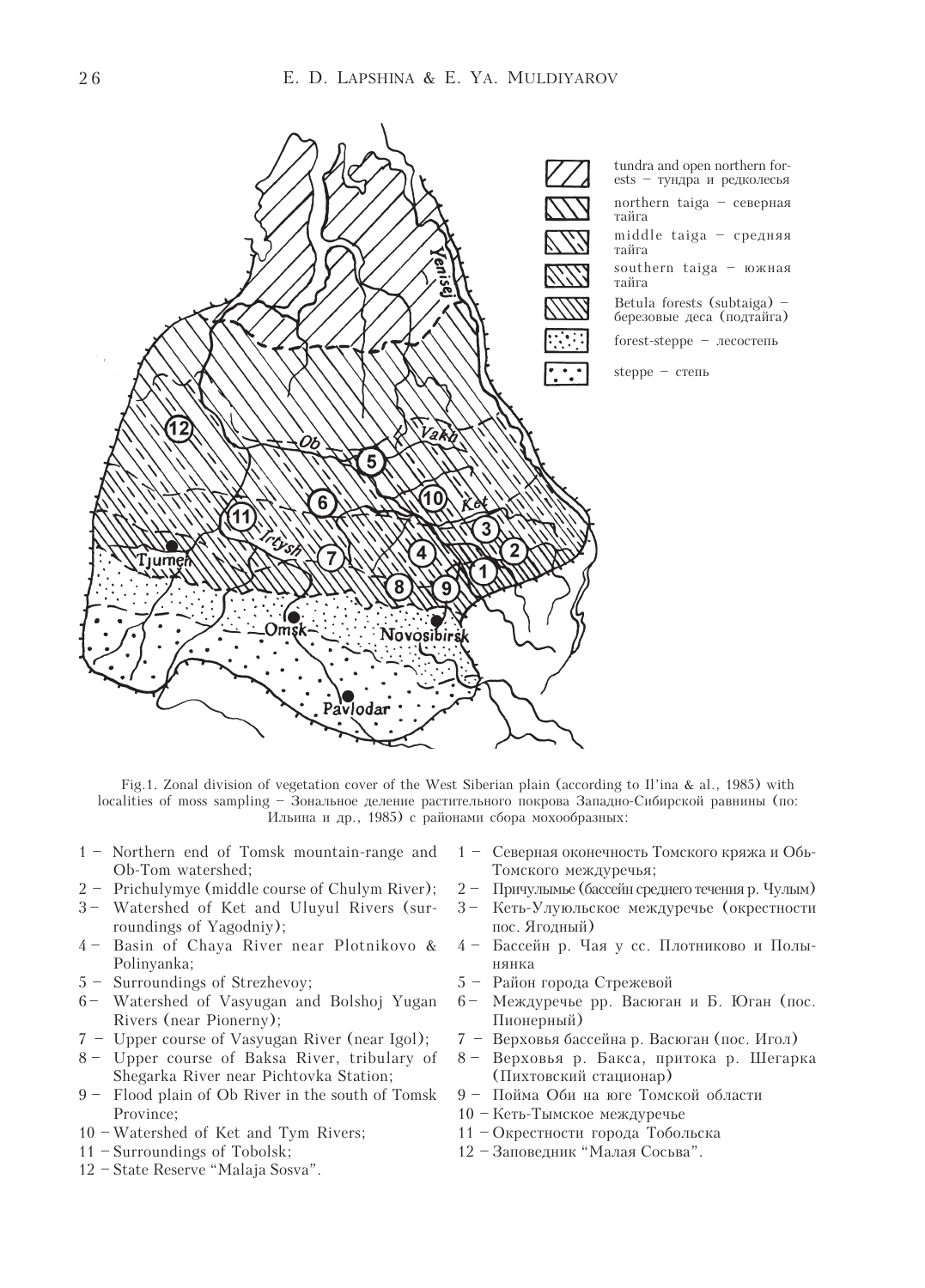Fig.1. Zonal division of vegetation cover of the West Siberian plain (according to Il'ina & al., 1985) with localities of moss sampling – Зональное деление растительного покрова Западно-Сибирской равнины (по: Ильина и др., 1985) с районами сбора мохообразных:

1 – Northern end of Tomsk mountain-range and Ob-Tom watershed;
2 – Prichulymye (middle course of Chulym River);
3 – Watershed of Ket and Uluyul Rivers (surroundings of Yagodniy);
4 – Basin of Chaya River near Plotnikovo & Polinyanka;
5 – Surroundings of Strezhevoy;
6 – Watershed of Vasyugan and Bolshoj Yugan Rivers (near Pionerny);
7 – Upper course of Vasyugan River (near Igol);
8 – Upper course of Baksa River, tributary of Shegarka River near Pichtovka Station;
9 – Flood plain of Ob River in the south of Tomsk Province;
10 – Watershed of Ket and Tym Rivers;
11 – Surroundings of Tobolsk;
12 – State Reserve "Malaja Sosva".

1 – Северная оконечность Томского кряжа и Обь-Томского междуречья;
2 – Причулымье (бассейн среднего течения р. Чулым)
3 – Кеть-Улуюльское междуречье (окрестности пос. Ягодный)
4 – Бассейн р. Чая у сс. Плотниково и Полынянка
5 – Район города Стрежевой
6 – Междуречье рр. Васюган и Б. Юган (пос. Пионерный)
7 – Верховья бассейна р. Васюган (пос. Игол)
8 – Верховья р. Бакса, притока р. Шегарка (Пихтовский стационар)
9 – Пойма Оби на юге Томской области
10 – Кеть-Тымское междуречье
11 – Окрестности города Тобольска
12 – Заповедник "Малая Сосьва".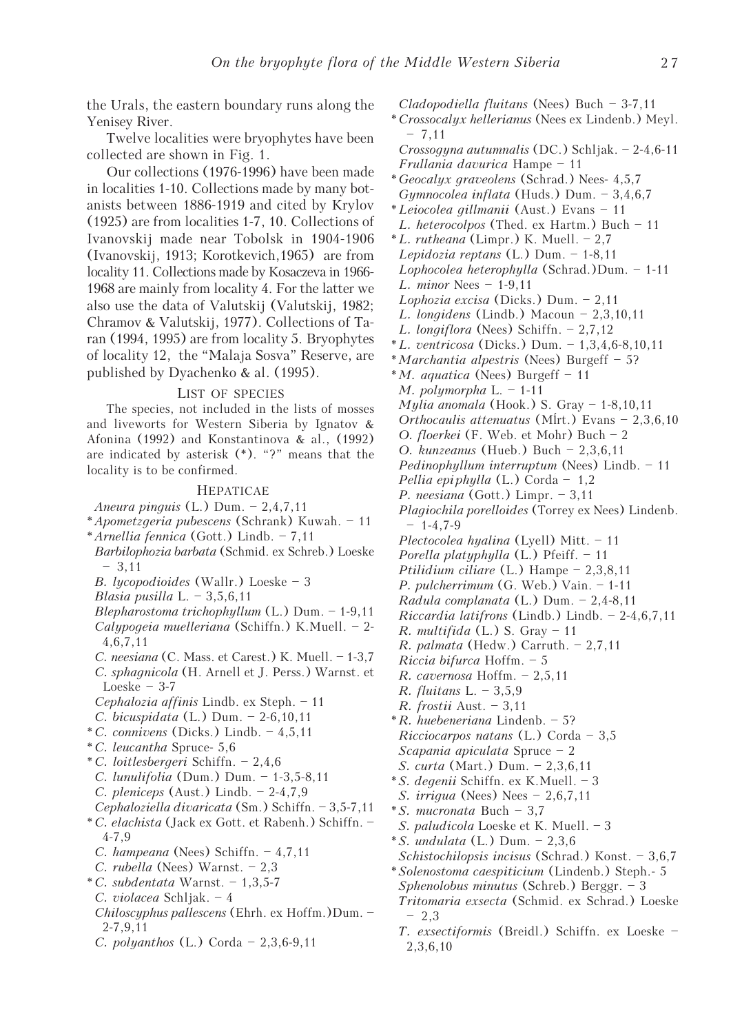the Urals, the eastern boundary runs along the Yenisey River.

Twelve localities were bryophytes have been collected are shown in Fig. 1.

Our collections (1976-1996) have been made in localities 1-10. Collections made by many botanists between 1886-1919 and cited by Krylov (1925) are from localities 1-7, 10. Collections of Ivanovskij made near Tobolsk in 1904-1906 (Ivanovskij, 1913; Korotkevich,1965) are from locality 11. Collections made by Kosaczeva in 1966-1968 are mainly from locality 4. For the latter we also use the data of Valutskij (Valutskij, 1982; Chramov & Valutskij, 1977). Collections of Taran (1994, 1995) are from locality 5. Bryophytes of locality 12, the "Malaja Sosva" Reserve, are published by Dyachenko & al. (1995).

## List of species

The species, not included in the lists of mosses and liveworts for Western Siberia by Ignatov & Afonina (1992) and Konstantinova & al., (1992) are indicated by asterisk (*). "?" means that the locality is to be confirmed.

### Hepaticae

*Aneura pinguis* (L.) Dum. – 2,4,7,11
\* *Apometzgeria pubescens* (Schrank) Kuwah. – 11
\* *Arnellia fennica* (Gott.) Lindb. – 7,11
*Barbilophozia barbata* (Schmid. ex Schreb.) Loeske – 3,11
*B. lycopodioides* (Wallr.) Loeske – 3
*Blasia pusilla* L. – 3,5,6,11
*Blepharostoma trichophyllum* (L.) Dum. – 1-9,11
*Calypogeia muelleriana* (Schiffn.) K.Muell. – 2-4,6,7,11
*C. neesiana* (C. Mass. et Carest.) K. Muell. – 1-3,7
*C. sphagnicola* (H. Arnell et J. Perss.) Warnst. et Loeske – 3-7
*Cephalozia affinis* Lindb. ex Steph. – 11
*C. bicuspidata* (L.) Dum. – 2-6,10,11
\* *C. connivens* (Dicks.) Lindb. – 4,5,11
\* *C. leucantha* Spruce- 5,6
\* *C. loitlesbergeri* Schiffn. – 2,4,6
*C. lunulifolia* (Dum.) Dum. – 1-3,5-8,11
*C. pleniceps* (Aust.) Lindb. – 2-4,7,9
*Cephaloziella divaricata* (Sm.) Schiffn. – 3,5-7,11
\* *C. elachista* (Jack ex Gott. et Rabenh.) Schiffn. – 4-7,9
*C. hampeana* (Nees) Schiffn. – 4,7,11
*C. rubella* (Nees) Warnst. – 2,3
\* *C. subdentata* Warnst. – 1,3,5-7
*C. violacea* Schljak. – 4
*Chiloscyphus pallescens* (Ehrh. ex Hoffm.)Dum. – 2-7,9,11
*C. polyanthos* (L.) Corda – 2,3,6-9,11
*Cladopodiella fluitans* (Nees) Buch – 3-7,11
\* *Crossocalyx hellerianus* (Nees ex Lindenb.) Meyl. – 7,11
*Crossogyna autumnalis* (DC.) Schljak. – 2-4,6-11
*Frullania davurica* Hampe – 11
\* *Geocalyx graveolens* (Schrad.) Nees- 4,5,7
*Gymnocolea inflata* (Huds.) Dum. – 3,4,6,7
\* *Leiocolea gillmanii* (Aust.) Evans – 11
*L. heterocolpos* (Thed. ex Hartm.) Buch – 11
\* *L. rutheana* (Limpr.) K. Muell. – 2,7
*Lepidozia reptans* (L.) Dum. – 1-8,11
*Lophocolea heterophylla* (Schrad.)Dum. – 1-11
*L. minor* Nees – 1-9,11
*Lophozia excisa* (Dicks.) Dum. – 2,11
*L. longidens* (Lindb.) Macoun – 2,3,10,11
*L. longiflora* (Nees) Schiffn. – 2,7,12
\* *L. ventricosa* (Dicks.) Dum. – 1,3,4,6-8,10,11
\* *Marchantia alpestris* (Nees) Burgeff – 5?
\* *M. aquatica* (Nees) Burgeff – 11
*M. polymorpha* L. – 1-11
*Mylia anomala* (Hook.) S. Gray – 1-8,10,11
*Orthocaulis attenuatus* (Mİrt.) Evans – 2,3,6,10
*O. floerkei* (F. Web. et Mohr) Buch – 2
*O. kunzeanus* (Hueb.) Buch – 2,3,6,11
*Pedinophyllum interruptum* (Nees) Lindb. – 11
*Pellia epiphylla* (L.) Corda – 1,2
*P. neesiana* (Gott.) Limpr. – 3,11
*Plagiochila porelloides* (Torrey ex Nees) Lindenb. – 1-4,7-9
*Plectocolea hyalina* (Lyell) Mitt. – 11
*Porella platyphylla* (L.) Pfeiff. – 11
*Ptilidium ciliare* (L.) Hampe – 2,3,8,11
*P. pulcherrimum* (G. Web.) Vain. – 1-11
*Radula complanata* (L.) Dum. – 2,4-8,11
*Riccardia latifrons* (Lindb.) Lindb. – 2-4,6,7,11
*R. multifida* (L.) S. Gray – 11
*R. palmata* (Hedw.) Carruth. – 2,7,11
*Riccia bifurca* Hoffm. – 5
*R. cavernosa* Hoffm. – 2,5,11
*R. fluitans* L. – 3,5,9
*R. frostii* Aust. – 3,11
\* *R. huebeneriana* Lindenb. – 5?
*Ricciocarpos natans* (L.) Corda – 3,5
*Scapania apiculata* Spruce – 2
*S. curta* (Mart.) Dum. – 2,3,6,11
\* *S. degenii* Schiffn. ex K.Muell. – 3
*S. irrigua* (Nees) Nees – 2,6,7,11
\* *S. mucronata* Buch – 3,7
*S. paludicola* Loeske et K. Muell. – 3
\* *S. undulata* (L.) Dum. – 2,3,6
*Schistochilopsis incisus* (Schrad.) Konst. – 3,6,7
\* *Solenostoma caespiticium* (Lindenb.) Steph.- 5
*Sphenolobus minutus* (Schreb.) Berggr. – 3
*Tritomaria exsecta* (Schmid. ex Schrad.) Loeske – 2,3
*T. exsectiformis* (Breidl.) Schiffn. ex Loeske – 2,3,6,10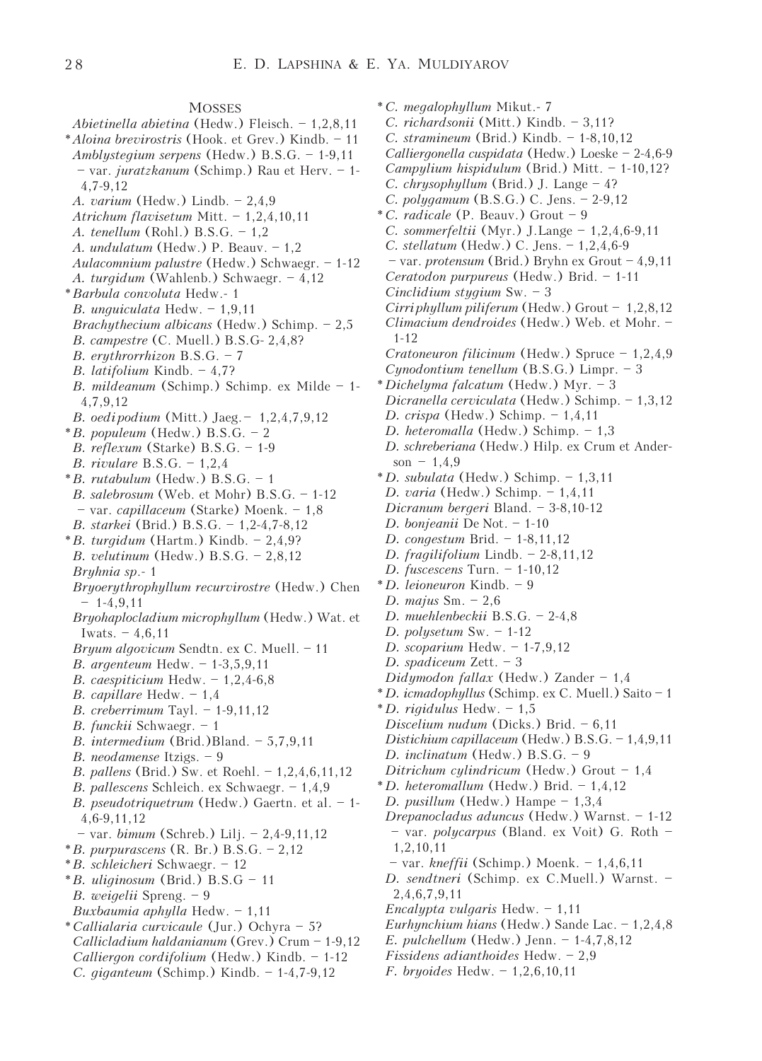### Mosses

*Abietinella abietina* (Hedw.) Fleisch. – 1,2,8,11
\**Aloina brevirostris* (Hook. et Grev.) Kindb. – 11
*Amblystegium serpens* (Hedw.) B.S.G. – 1-9,11
– var. *juratzkanum* (Schimp.) Rau et Herv. – 1-4,7-9,12
*A. varium* (Hedw.) Lindb. – 2,4,9
*Atrichum flavisetum* Mitt. – 1,2,4,10,11
*A. tenellum* (Rohl.) B.S.G. – 1,2
*A. undulatum* (Hedw.) P. Beauv. – 1,2
*Aulacomnium palustre* (Hedw.) Schwaegr. – 1-12
*A. turgidum* (Wahlenb.) Schwaegr. – 4,12
\**Barbula convoluta* Hedw.- 1
*B. unguiculata* Hedw. – 1,9,11
*Brachythecium albicans* (Hedw.) Schimp. – 2,5
*B. campestre* (C. Muell.) B.S.G- 2,4,8?
*B. erythrorrhizon* B.S.G. – 7
*B. latifolium* Kindb. – 4,7?
*B. mildeanum* (Schimp.) Schimp. ex Milde – 1-4,7,9,12
*B. oedipodium* (Mitt.) Jaeg.– 1,2,4,7,9,12
\**B. populeum* (Hedw.) B.S.G. – 2
*B. reflexum* (Starke) B.S.G. – 1-9
*B. rivulare* B.S.G. – 1,2,4
\**B. rutabulum* (Hedw.) B.S.G. – 1
*B. salebrosum* (Web. et Mohr) B.S.G. – 1-12
– var. *capillaceum* (Starke) Moenk. – 1,8
*B. starkei* (Brid.) B.S.G. – 1,2-4,7-8,12
\**B. turgidum* (Hartm.) Kindb. – 2,4,9?
*B. velutinum* (Hedw.) B.S.G. – 2,8,12
*Bryhnia sp.*- 1
*Bryoerythrophyllum recurvirostre* (Hedw.) Chen – 1-4,9,11
*Bryohaplocladium microphyllum* (Hedw.) Wat. et Iwats. – 4,6,11
*Bryum algovicum* Sendtn. ex C. Muell. – 11
*B. argenteum* Hedw. – 1-3,5,9,11
*B. caespiticium* Hedw. – 1,2,4-6,8
*B. capillare* Hedw. – 1,4
*B. creberrimum* Tayl. – 1-9,11,12
*B. funckii* Schwaegr. – 1
*B. intermedium* (Brid.)Bland. – 5,7,9,11
*B. neodamense* Itzigs. – 9
*B. pallens* (Brid.) Sw. et Roehl. – 1,2,4,6,11,12
*B. pallescens* Schleich. ex Schwaegr. – 1,4,9
*B. pseudotriquetrum* (Hedw.) Gaertn. et al. – 1-4,6-9,11,12
– var. *bimum* (Schreb.) Lilj. – 2,4-9,11,12
\**B. purpurascens* (R. Br.) B.S.G. – 2,12
\**B. schleicheri* Schwaegr. – 12
\**B. uliginosum* (Brid.) B.S.G – 11
*B. weigelii* Spreng. – 9
*Buxbaumia aphylla* Hedw. – 1,11
\**Callialaria curvicaule* (Jur.) Ochyra – 5?
*Callicladium haldanianum* (Grev.) Crum – 1-9,12
*Calliergon cordifolium* (Hedw.) Kindb. – 1-12
*C. giganteum* (Schimp.) Kindb. – 1-4,7-9,12
\**C. megalophyllum* Mikut.- 7
*C. richardsonii* (Mitt.) Kindb. – 3,11?
*C. stramineum* (Brid.) Kindb. – 1-8,10,12
*Calliergonella cuspidata* (Hedw.) Loeske – 2-4,6-9
*Campylium hispidulum* (Brid.) Mitt. – 1-10,12?
*C. chrysophyllum* (Brid.) J. Lange – 4?
*C. polygamum* (B.S.G.) C. Jens. – 2-9,12
\**C. radicale* (P. Beauv.) Grout – 9
*C. sommerfeltii* (Myr.) J.Lange – 1,2,4,6-9,11
*C. stellatum* (Hedw.) C. Jens. – 1,2,4,6-9
– var. *protensum* (Brid.) Bryhn ex Grout – 4,9,11
*Ceratodon purpureus* (Hedw.) Brid. – 1-11
*Cinclidium stygium* Sw. – 3
*Cirriphyllum piliferum* (Hedw.) Grout – 1,2,8,12
*Climacium dendroides* (Hedw.) Web. et Mohr. – 1-12
*Cratoneuron filicinum* (Hedw.) Spruce – 1,2,4,9
*Cynodontium tenellum* (B.S.G.) Limpr. – 3
\**Dichelyma falcatum* (Hedw.) Myr. – 3
*Dicranella cerviculata* (Hedw.) Schimp. – 1,3,12
*D. crispa* (Hedw.) Schimp. – 1,4,11
*D. heteromalla* (Hedw.) Schimp. – 1,3
*D. schreberiana* (Hedw.) Hilp. ex Crum et Anderson – 1,4,9
\**D. subulata* (Hedw.) Schimp. – 1,3,11
*D. varia* (Hedw.) Schimp. – 1,4,11
*Dicranum bergeri* Bland. – 3-8,10-12
*D. bonjeanii* De Not. – 1-10
*D. congestum* Brid. – 1-8,11,12
*D. fragilifolium* Lindb. – 2-8,11,12
*D. fuscescens* Turn. – 1-10,12
\**D. leioneuron* Kindb. – 9
*D. majus* Sm. – 2,6
*D. muehlenbeckii* B.S.G. – 2-4,8
*D. polysetum* Sw. – 1-12
*D. scoparium* Hedw. – 1-7,9,12
*D. spadiceum* Zett. – 3
*Didymodon fallax* (Hedw.) Zander – 1,4
\**D. icmadophyllus* (Schimp. ex C. Muell.) Saito – 1
\**D. rigidulus* Hedw. – 1,5
*Discelium nudum* (Dicks.) Brid. – 6,11
*Distichium capillaceum* (Hedw.) B.S.G. – 1,4,9,11
*D. inclinatum* (Hedw.) B.S.G. – 9
*Ditrichum cylindricum* (Hedw.) Grout – 1,4
\**D. heteromallum* (Hedw.) Brid. – 1,4,12
*D. pusillum* (Hedw.) Hampe – 1,3,4
*Drepanocladus aduncus* (Hedw.) Warnst. – 1-12
– var. *polycarpus* (Bland. ex Voit) G. Roth – 1,2,10,11
– var. *kneffii* (Schimp.) Moenk. – 1,4,6,11
*D. sendtneri* (Schimp. ex C.Muell.) Warnst. – 2,4,6,7,9,11
*Encalypta vulgaris* Hedw. – 1,11
*Eurhynchium hians* (Hedw.) Sande Lac. – 1,2,4,8
*E. pulchellum* (Hedw.) Jenn. – 1-4,7,8,12
*Fissidens adianthoides* Hedw. – 2,9
*F. bryoides* Hedw. – 1,2,6,10,11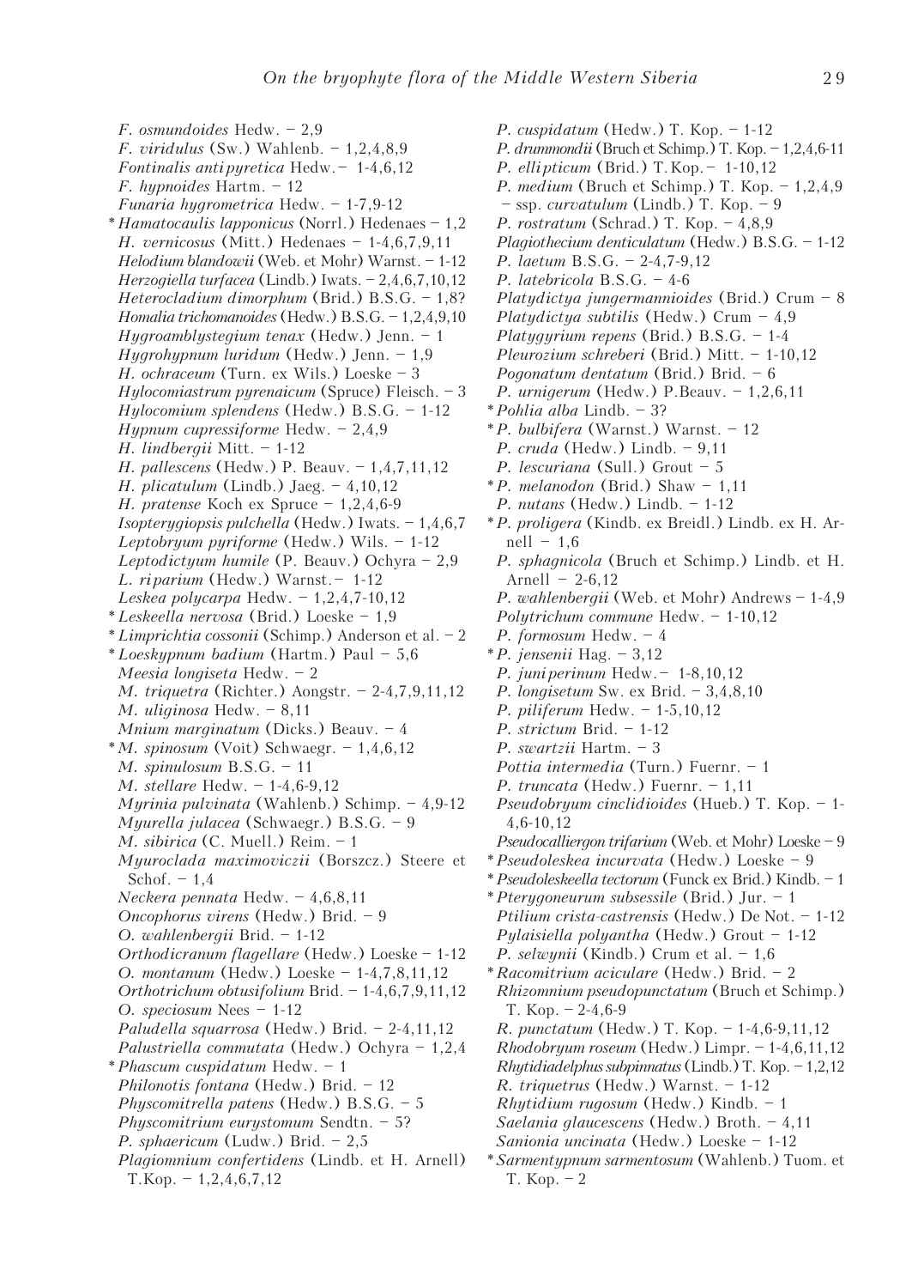*F. osmundoides* Hedw. – 2,9
*F. viridulus* (Sw.) Wahlenb. – 1,2,4,8,9
*Fontinalis antipyretica* Hedw. – 1-4,6,12
*F. hypnoides* Hartm. – 12
*Funaria hygrometrica* Hedw. – 1-7,9-12
* *Hamatocaulis lapponicus* (Norrl.) Hedenaes – 1,2
*H. vernicosus* (Mitt.) Hedenaes – 1-4,6,7,9,11
*Helodium blandowii* (Web. et Mohr) Warnst. – 1-12
*Herzogiella turfacea* (Lindb.) Iwats. – 2,4,6,7,10,12
*Heterocladium dimorphum* (Brid.) B.S.G. – 1,8?
*Homalia trichomanoides* (Hedw.) B.S.G. – 1,2,4,9,10
*Hygroamblystegium tenax* (Hedw.) Jenn. – 1
*Hygrohypnum luridum* (Hedw.) Jenn. – 1,9
*H. ochraceum* (Turn. ex Wils.) Loeske – 3
*Hylocomiastrum pyrenaicum* (Spruce) Fleisch. – 3
*Hylocomium splendens* (Hedw.) B.S.G. – 1-12
*Hypnum cupressiforme* Hedw. – 2,4,9
*H. lindbergii* Mitt. – 1-12
*H. pallescens* (Hedw.) P. Beauv. – 1,4,7,11,12
*H. plicatulum* (Lindb.) Jaeg. – 4,10,12
*H. pratense* Koch ex Spruce – 1,2,4,6-9
*Isopterygiopsis pulchella* (Hedw.) Iwats. – 1,4,6,7
*Leptobryum pyriforme* (Hedw.) Wils. – 1-12
*Leptodictyum humile* (P. Beauv.) Ochyra – 2,9
*L. riparium* (Hedw.) Warnst. – 1-12
*Leskea polycarpa* Hedw. – 1,2,4,7-10,12
* *Leskeella nervosa* (Brid.) Loeske – 1,9
* *Limprichtia cossonii* (Schimp.) Anderson et al. – 2
* *Loeskypnum badium* (Hartm.) Paul – 5,6
*Meesia longiseta* Hedw. – 2
*M. triquetra* (Richter.) Aongstr. – 2-4,7,9,11,12
*M. uliginosa* Hedw. – 8,11
*Mnium marginatum* (Dicks.) Beauv. – 4
* *M. spinosum* (Voit) Schwaegr. – 1,4,6,12
*M. spinulosum* B.S.G. – 11
*M. stellare* Hedw. – 1-4,6-9,12
*Myrinia pulvinata* (Wahlenb.) Schimp. – 4,9-12
*Myurella julacea* (Schwaegr.) B.S.G. – 9
*M. sibirica* (C. Muell.) Reim. – 1
*Myuroclada maximoviczii* (Borszcz.) Steere et Schof. – 1,4
*Neckera pennata* Hedw. – 4,6,8,11
*Oncophorus virens* (Hedw.) Brid. – 9
*O. wahlenbergii* Brid. – 1-12
*Orthodicranum flagellare* (Hedw.) Loeske – 1-12
*O. montanum* (Hedw.) Loeske – 1-4,7,8,11,12
*Orthotrichum obtusifolium* Brid. – 1-4,6,7,9,11,12
*O. speciosum* Nees – 1-12
*Paludella squarrosa* (Hedw.) Brid. – 2-4,11,12
*Palustriella commutata* (Hedw.) Ochyra – 1,2,4
* *Phascum cuspidatum* Hedw. – 1
*Philonotis fontana* (Hedw.) Brid. – 12
*Physcomitrella patens* (Hedw.) B.S.G. – 5
*Physcomitrium eurystomum* Sendtn. – 5?
*P. sphaericum* (Ludw.) Brid. – 2,5
*Plagiomnium confertidens* (Lindb. et H. Arnell) T.Kop. – 1,2,4,6,7,12
*P. cuspidatum* (Hedw.) T. Kop. – 1-12
*P. drummondii* (Bruch et Schimp.) T. Kop. – 1,2,4,6-11
*P. ellipticum* (Brid.) T.Kop. – 1-10,12
*P. medium* (Bruch et Schimp.) T. Kop. – 1,2,4,9
– ssp. *curvatulum* (Lindb.) T. Kop. – 9
*P. rostratum* (Schrad.) T. Kop. – 4,8,9
*Plagiothecium denticulatum* (Hedw.) B.S.G. – 1-12
*P. laetum* B.S.G. – 2-4,7-9,12
*P. latebricola* B.S.G. – 4-6
*Platydictya jungermannioides* (Brid.) Crum – 8
*Platydictya subtilis* (Hedw.) Crum – 4,9
*Platygyrium repens* (Brid.) B.S.G. – 1-4
*Pleurozium schreberi* (Brid.) Mitt. – 1-10,12
*Pogonatum dentatum* (Brid.) Brid. – 6
*P. urnigerum* (Hedw.) P.Beauv. – 1,2,6,11
* *Pohlia alba* Lindb. – 3?
* *P. bulbifera* (Warnst.) Warnst. – 12
*P. cruda* (Hedw.) Lindb. – 9,11
*P. lescuriana* (Sull.) Grout – 5
* *P. melanodon* (Brid.) Shaw – 1,11
*P. nutans* (Hedw.) Lindb. – 1-12
* *P. proligera* (Kindb. ex Breidl.) Lindb. ex H. Arnell – 1,6
*P. sphagnicola* (Bruch et Schimp.) Lindb. et H. Arnell – 2-6,12
*P. wahlenbergii* (Web. et Mohr) Andrews – 1-4,9
*Polytrichum commune* Hedw. – 1-10,12
*P. formosum* Hedw. – 4
* *P. jensenii* Hag. – 3,12
*P. juniperinum* Hedw. – 1-8,10,12
*P. longisetum* Sw. ex Brid. – 3,4,8,10
*P. piliferum* Hedw. – 1-5,10,12
*P. strictum* Brid. – 1-12
*P. swartzii* Hartm. – 3
*Pottia intermedia* (Turn.) Fuernr. – 1
*P. truncata* (Hedw.) Fuernr. – 1,11
*Pseudobryum cinclidioides* (Hueb.) T. Kop. – 1-4,6-10,12
*Pseudocalliergon trifarium* (Web. et Mohr) Loeske – 9
* *Pseudoleskea incurvata* (Hedw.) Loeske – 9
* *Pseudoleskeella tectorum* (Funck ex Brid.) Kindb. – 1
* *Pterygoneurum subsessile* (Brid.) Jur. – 1
*Ptilium crista-castrensis* (Hedw.) De Not. – 1-12
*Pylaisiella polyantha* (Hedw.) Grout – 1-12
*P. selwynii* (Kindb.) Crum et al. – 1,6
* *Racomitrium aciculare* (Hedw.) Brid. – 2
*Rhizomnium pseudopunctatum* (Bruch et Schimp.) T. Kop. – 2-4,6-9
*R. punctatum* (Hedw.) T. Kop. – 1-4,6-9,11,12
*Rhodobryum roseum* (Hedw.) Limpr. – 1-4,6,11,12
*Rhytidiadelphus subpinnatus* (Lindb.) T. Kop. – 1,2,12
*R. triquetrus* (Hedw.) Warnst. – 1-12
*Rhytidium rugosum* (Hedw.) Kindb. – 1
*Saelania glaucescens* (Hedw.) Broth. – 4,11
*Sanionia uncinata* (Hedw.) Loeske – 1-12
* *Sarmentypnum sarmentosum* (Wahlenb.) Tuom. et T. Kop. – 2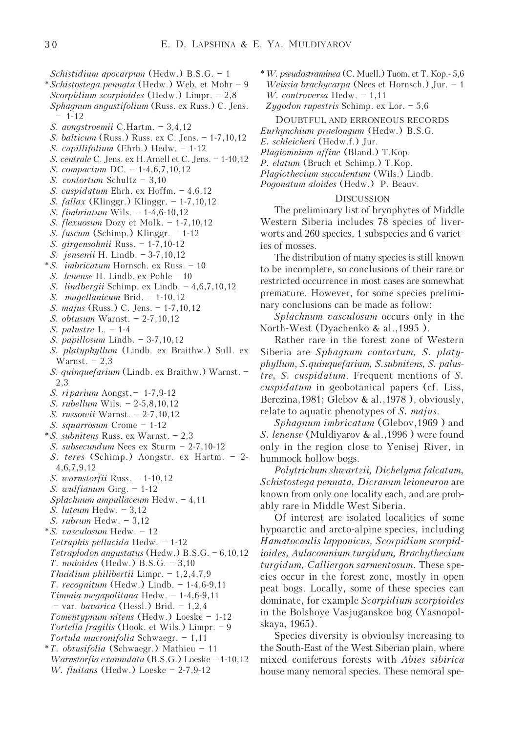*Schistidium apocarpum* (Hedw.) B.S.G. – 1
\* *Schistostega pennata* (Hedw.) Web. et Mohr – 9
*Scorpidium scorpioides* (Hedw.) Limpr. – 2,8
*Sphagnum angustifolium* (Russ. ex Russ.) C. Jens. – 1-12
*S. aongstroemii* C.Hartm. – 3,4,12
*S. balticum* (Russ.) Russ. ex C. Jens. – 1-7,10,12
*S. capillifolium* (Ehrh.) Hedw. – 1-12
*S. centrale* C. Jens. ex H.Arnell et C. Jens. – 1-10,12
*S. compactum* DC. – 1-4,6,7,10,12
*S. contortum* Schultz – 3,10
*S. cuspidatum* Ehrh. ex Hoffm. – 4,6,12
*S. fallax* (Klinggr.) Klinggr. – 1-7,10,12
*S. fimbriatum* Wils. – 1-4,6-10,12
*S. flexuosum* Dozy et Molk. – 1-7,10,12
*S. fuscum* (Schimp.) Klinggr. – 1-12
*S. girgensohnii* Russ. – 1-7,10-12
*S. jensenii* H. Lindb. – 3-7,10,12
\* *S. imbricatum* Hornsch. ex Russ. – 10
*S. lenense* H. Lindb. ex Pohle – 10
*S. lindbergii* Schimp. ex Lindb. – 4,6,7,10,12
*S. magellanicum* Brid. – 1-10,12
*S. majus* (Russ.) C. Jens. – 1-7,10,12
*S. obtusum* Warnst. – 2-7,10,12
*S. palustre* L. – 1-4
*S. papillosum* Lindb. – 3-7,10,12
*S. platyphyllum* (Lindb. ex Braithw.) Sull. ex Warnst. – 2,3
*S. quinquefarium* (Lindb. ex Braithw.) Warnst. – 2,3
*S. riparium* Aongst.– 1-7,9-12
*S. rubellum* Wils. – 2-5,8,10,12
*S. russowii* Warnst. – 2-7,10,12
*S. squarrosum* Crome – 1-12
\* *S. subnitens* Russ. ex Warnst. – 2,3
*S. subsecundum* Nees ex Sturm – 2-7,10-12
*S. teres* (Schimp.) Aongstr. ex Hartm. – 2-4,6,7,9,12
*S. warnstorfii* Russ. – 1-10,12
*S. wulfianum* Girg. – 1-12
*Splachnum ampullaceum* Hedw. – 4,11
*S. luteum* Hedw. – 3,12
*S. rubrum* Hedw. – 3,12
\* *S. vasculosum* Hedw. – 12
*Tetraphis pellucida* Hedw. – 1-12
*Tetraplodon angustatus* (Hedw.) B.S.G. – 6,10,12
*T. mnioides* (Hedw.) B.S.G. – 3,10
*Thuidium philibertii* Limpr. – 1,2,4,7,9
*T. recognitum* (Hedw.) Lindb. – 1-4,6-9,11
*Timmia megapolitana* Hedw. – 1-4,6-9,11
– var. *bavarica* (Hessl.) Brid. – 1,2,4
*Tomentypnum nitens* (Hedw.) Loeske – 1-12
*Tortella fragilis* (Hook. et Wils.) Limpr. – 9
*Tortula mucronifolia* Schwaegr. – 1,11
\* *T. obtusifolia* (Schwaegr.) Mathieu – 11
*Warnstorfia exannulata* (B.S.G.) Loeske – 1-10,12
*W. fluitans* (Hedw.) Loeske – 2-7,9-12
\* *W. pseudostraminea* (C. Muell.) Tuom. et T. Kop.- 5,6
*Weissia brachycarpa* (Nees et Hornsch.) Jur. – 1
*W. controversa* Hedw. – 1,11
*Zygodon rupestris* Schimp. ex Lor. – 5,6

### Doubtful and erroneous records

*Eurhynchium praelongum* (Hedw.) B.S.G.
*E. schleicheri* (Hedw.f.) Jur.
*Plagiomnium affine* (Bland.) T.Kop.
*P. elatum* (Bruch et Schimp.) T.Kop.
*Plagiothecium succulentum* (Wils.) Lindb.
*Pogonatum aloides* (Hedw.) P. Beauv.

## Discussion

The preliminary list of bryophytes of Middle Western Siberia includes 78 species of liverworts and 260 species, 1 subspecies and 6 varieties of mosses.

The distribution of many species is still known to be incomplete, so conclusions of their rare or restricted occurrence in most cases are somewhat premature. However, for some species preliminary conclusions can be made as follow:

*Splachnum vasculosum* occurs only in the North-West (Dyachenko & al.,1995 ).

Rather rare in the forest zone of Western Siberia are *Sphagnum contortum, S. platyphyllum, S.quinquefarium, S.subnitens, S. palustre, S. cuspidatum*. Frequent mentions of *S. cuspidatum* in geobotanical papers (cf. Liss, Berezina,1981; Glebov & al.,1978 ), obviously, relate to aquatic phenotypes of *S. majus*.

*Sphagnum imbricatum* (Glebov,1969 ) and *S. lenense* (Muldiyarov & al.,1996 ) were found only in the region close to Yenisej River, in hummock-hollow bogs.

*Polytrichum shwartzii, Dichelyma falcatum, Schistostega pennata, Dicranum leioneuron* are known from only one locality each, and are probably rare in Middle West Siberia.

Of interest are isolated localities of some hypoarctic and arcto-alpine species, including *Hamatocaulis lapponicus, Scorpidium scorpidioides, Aulacomnium turgidum, Brachythecium turgidum, Calliergon sarmentosum*. These species occur in the forest zone, mostly in open peat bogs. Locally, some of these species can dominate, for example *Scorpidium scorpioides* in the Bolshoye Vasjuganskoe bog (Yasnopolskaya, 1965).

Species diversity is obvioulsy increasing to the South-East of the West Siberian plain, where mixed coniferous forests with *Abies sibirica* house many nemoral species. These nemoral spe-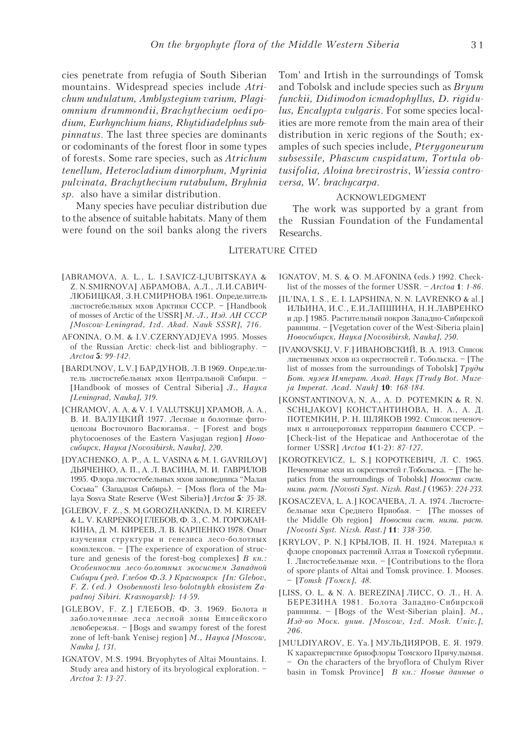cies penetrate from refugia of South Siberian mountains. Widespread species include *Atrichum undulatum, Amblystegium varium, Plagiomnium drummondii, Brachythecium oedipodium, Eurhynchium hians, Rhytidiadelphus subpinnatus*. The last three species are dominants or codominants of the forest floor in some types of forests. Some rare species, such as *Atrichum tenellum, Heterocladium dimorphum, Myrinia pulvinata, Brachythecium rutabulum, Bryhnia sp.* also have a similar distribution.

Many species have peculiar distribution due to the absence of suitable habitats. Many of them were found on the soil banks along the rivers Tom' and Irtish in the surroundings of Tomsk and Tobolsk and include species such as *Bryum funckii, Didimodon icmadophyllus, D. rigidulus, Encalypta vulgaris*. For some species localities are more remote from the main area of their distribution in xeric regions of the South; examples of such species include, *Pterygoneurum subsessile, Phascum cuspidatum, Tortula obtusifolia, Aloina brevirostris, Wiessia controversa, W. brachycarpa*.

## Acknowledgment

The work was supported by a grant from the Russian Foundation of the Fundamental Researchs.

## Literature Cited

[ABRAMOVA, A. L., L. I.SAVICZ-LJUBITSKAYA & Z. N.SMIRNOVA] АБРАМОВА, А.Л., Л.И.САВИЧ-ЛЮБИЦКАЯ, З.Н.СМИРНОВА 1961. Определитель листостебельных мхов Арктики СССР. – [Handbook of mosses of Arctic of the USSR] *М.-Л., Изд. АН СССР [Moscow-Leningrad, Izd. Akad. Nauk SSSR], 716.*

AFONINA, O.M. & I.V.CZERNYADJEVA 1995. Mosses of the Russian Arctic: check-list and bibliography. – *Arctoa* **5***: 99-142*.

[BARDUNOV, L.V.] БАРДУНОВ, Л.В 1969. Определитель листостебельных мхов Центральной Сибири. – [Handbook of mosses of Central Siberia] *Л., Наука [Leningrad, Nauka], 319.*

[CHRAMOV, A. A. & V. I. VALUTSKIJ] ХРАМОВ, А. А., В. И. ВАЛУЦКИЙ 1977. Лесные и болотные фитоценозы Восточного Васюганья. – [Forest and bogs phytocoenoses of the Eastern Vasjugan region] *Новосибирск, Наука [Novosibirsk, Nauka], 220.*

[DYACHENKO, A. P., A. L. VASINA & M. I. GAVRILOV] ДЬЯЧЕНКО, А. П., А. Л. ВАСИНА, М. И. ГАВРИЛОВ 1995. Флора листостебельных мхов заповедника "Малая Сосьва" (Западная Сибирь). – [Moss flora of the Malaya Sosva State Reserve (West Siberia)] *Arctoa* **5***: 35-38.*

[GLEBOV, F. Z., S. M.GOROZHANKINA, D. M. KIREEV & L. V. KARPENKO] ГЛЕБОВ, Ф. З., С. М. ГОРОЖАНКИНА, Д. М. КИРЕЕВ, Л. В. КАРПЕНКО 1978. Опыт изучения структуры и генезиса лесо-болотных комплексов. – [The experience of exporation of structure and genesis of the forest-bog complexes] *В кн.: Особенности лесо-болотных экосистем Западной Сибири (ред. Глебов Ф.З.) Красноярск [In: Glebov, F. Z. (ed.) Osobennosti leso-bolotnykh ekosistem Zapadnoj Sibiri. Krasnoyarsk]: 14-59.*

[GLEBOV, F. Z.] ГЛЕБОВ, Ф. З. 1969. Болота и заболоченные леса лесной зоны Енисейского левобережья. – [Bogs and swampy forest of the forest zone of left-bank Yenisej region] *М., Наука [Moscow, Nauka ], 131.*

IGNATOV, M.S. 1994. Bryophytes of Altai Mountains. I. Study area and history of its bryological exploration. – *Arctoa 3: 13-27.*

IGNATOV, M. S. & O. M.AFONINA (eds.) 1992. Checklist of the mosses of the former USSR. – *Arctoa* **1**: *1-86*.

[IL'INA, I. S., E. I. LAPSHINA, N. N. LAVRENKO & al.] ИЛЬИНА, И.С., Е.И.ЛАПШИНА, Н.Н.ЛАВРЕНКО и др.] 1985. Растительный покров Западно-Сибирской равнины. – [Vegetation cover of the West-Siberia plain] *Новосибирск, Наука [Novosibirsk, Nauka], 250.*

[IVANOVSKIJ, V. F.] ИВАНОВСКИЙ, В. А. 1913. Список лиственных мхов из окрестностей г. Тобольска. – [The list of mosses from the surroundings of Tobolsk] *Труды Бот. музея Императ. Акад. Наук [Trudy Bot. Muzeja Imperat. Acad. Nauk]* **10**: *168-184.*

[KONSTANTINOVA, N. A., A. D. POTEMKIN & R. N. SCHLJAKOV] КОНСТАНТИНОВА, Н. А., А. Д. ПОТЕМКИН, Р. Н. ШЛЯКОВ 1992. Список печеночных и антоцеротовых территории бывшего СССР. – [Check-list of the Hepaticae and Anthocerotae of the former USSR] *Arctoa* **1**(1-2): *87-127.*

[KOROTKEVICZ, L. S.] КОРОТКЕВИЧ, Л. С. 1965. Печеночные мхи из окрестностей г.Тобольска. – [The hepatics from the surroundings of Tobolsk] *Новости сист. низш. раст. [Novosti Syst. Nizsh. Rast.]* (1965): *224-233.*

[KOSACZEVA, L. A.] КОСАЧЕВА, Л. А. 1974. Листостебельные мхи Среднего Приобья. – [The mosses of the Middle Ob region] *Новости сист. низш. раст. [Novosti Syst. Nizsh. Rast.]* **11**: *338-350.*

[KRYLOV, P. N.] КРЫЛОВ, П. Н. 1924. Материал к флоре споровых растений Алтая и Томской губернии. I. Листостебельные мхи. – [Contributions to the flora of spore plants of Altai and Tomsk province. I. Mooses. – *[Tomsk [Томск], 48.*

[LISS, O. L. & N. A. BEREZINA] ЛИСС, О. Л., Н. А. БЕРЕЗИНА 1981. Болота Западно-Сибирской равнины. – [Bogs of the West-Siberian plain]. *М., Изд-во Моск. унив. [Moscow, Izd. Mosk. Univ.], 206.*

[MULDIYAROV, E. Ya.] МУЛЬДИЯРОВ, Е. Я. 1979. К характеристике бриофлоры Томского Причулымья. – On the characters of the bryoflora of Chulym River basin in Tomsk Province] *В кн.: Новые данные о*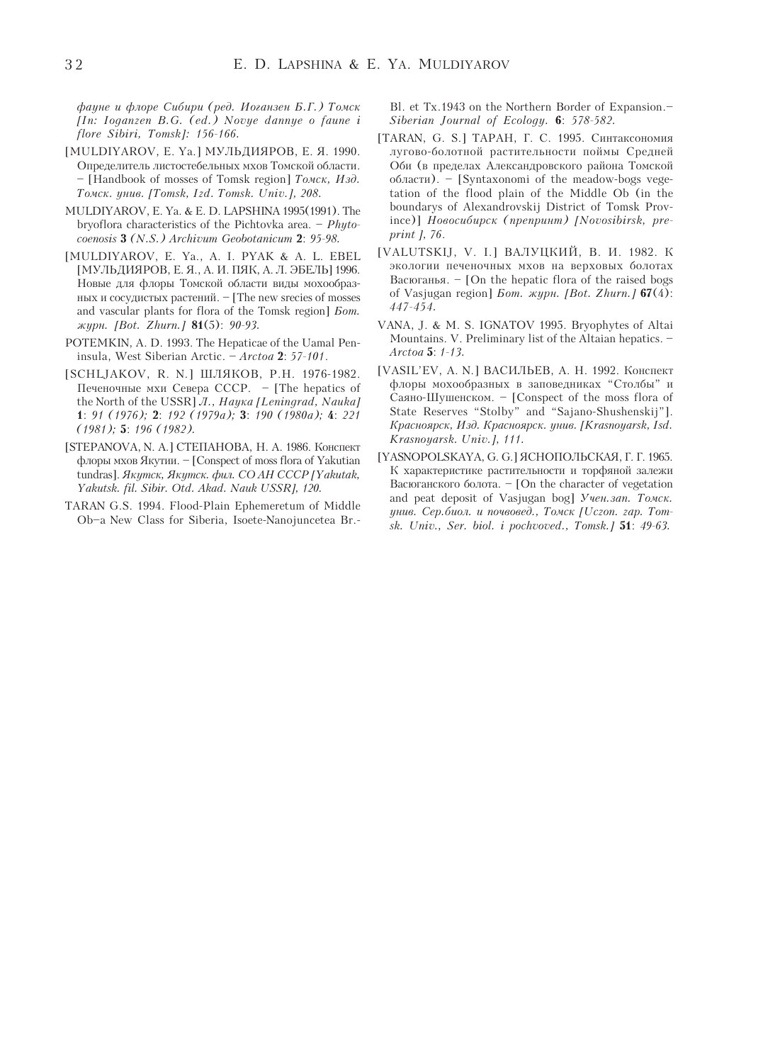*фауне и флоре Сибири (ред. Иоганзен Б.Г.) Томск [In: Ioganzen B.G. (ed.) Novye dannye o faune i flore Sibiri, Tomsk]: 156-166.*

[MULDIYAROV, E. Ya.] МУЛЬДИЯРОВ, Е. Я. 1990. Определитель листостебельных мхов Томской области. – [Handbook of mosses of Tomsk region] *Томск, Изд. Томск. унив. [Tomsk, Izd. Tomsk. Univ.], 208.*

MULDIYAROV, E. Ya. & E. D. LAPSHINA 1995(1991). The bryoflora characteristics of the Pichtovka area. – *Phytocoenosis* **3** *(N.S.) Archivum Geobotanicum* **2**: *95-98.*

[MULDIYAROV, E. Ya., A. I. PYAK & A. L. EBEL [МУЛЬДИЯРОВ, Е. Я., А. И. ПЯК, А. Л. ЭБЕЛЬ] 1996. Новые для флоры Томской области виды мохообразных и сосудистых растений. – [The new srecies of mosses and vascular plants for flora of the Tomsk region] *Бот. журн. [Bot. Zhurn.]* **81**(5): *90-93.*

POTEMKIN, A. D. 1993. The Hepaticae of the Uamal Peninsula, West Siberian Arctic. – *Arctoa* **2**: *57-101.*

[SCHLJAKOV, R. N.] ШЛЯКОВ, Р.Н. 1976-1982. Печеночные мхи Севера СССР. – [The hepatics of the North of the USSR] *Л., Наука [Leningrad, Nauka]* **1**: *91 (1976);* **2**: *192 (1979a);* **3**: *190 (1980a);* **4**: *221 (1981);* **5**: *196 (1982).*

[STEPANOVA, N. A.] СТЕПАНОВА, Н. А. 1986. Конспект флоры мхов Якутии. – [Conspect of moss flora of Yakutian tundras]. *Якутск, Якутск. фил. СО АН СССР [Yakutak, Yakutsk. fil. Sibir. Otd. Akad. Nauk USSR], 120.*

TARAN G.S. 1994. Flood-Plain Ephemeretum of Middle Ob–a New Class for Siberia, Isoete-Nanojuncetea Br.-Bl. et Tx.1943 on the Northern Border of Expansion.– *Siberian Journal of Ecology.* **6**: *578-582.*

[TARAN, G. S.] ТАРАН, Г. С. 1995. Синтаксономия лугово-болотной растительности поймы Средней Оби (в пределах Александровского района Томской области). – [Syntaxonomi of the meadow-bogs vegetation of the flood plain of the Middle Ob (in the boundarys of Alexandrovskij District of Tomsk Province)] *Новосибирск (препринт) [Novosibirsk, preprint ], 76.*

[VALUTSKIJ, V. I.] ВАЛУЦКИЙ, В. И. 1982. К экологии печеночных мхов на верховых болотах Васюганья. – [On the hepatic flora of the raised bogs of Vasjugan region] *Бот. журн. [Bot. Zhurn.]* **67**(4): *447-454.*

VANA, J. & M. S. IGNATOV 1995. Bryophytes of Altai Mountains. V. Preliminary list of the Altaian hepatics. – *Arctoa* **5**: *1-13.*

[VASIL'EV, A. N.] ВАСИЛЬЕВ, А. Н. 1992. Конспект флоры мохообразных в заповедниках "Столбы" и Саяно-Шушенском. – [Conspect of the moss flora of State Reserves "Stolby" and "Sajano-Shushenskij"]. *Красноярск, Изд. Красноярск. унив. [Krasnoyarsk, Isd. Krasnoyarsk. Univ.], 111.*

[YASNOPOLSKAYA, G. G.] ЯСНОПОЛЬСКАЯ, Г. Г. 1965. К характеристике растительности и торфяной залежи Васюганского болота. – [On the character of vegetation and peat deposit of Vasjugan bog] *Учен.зап. Томск. унив. Сер.биол. и почвовед., Томск [Uczon. zap. Tomsk. Univ., Ser. biol. i pochvoved., Tomsk.]* **51**: *49-63.*